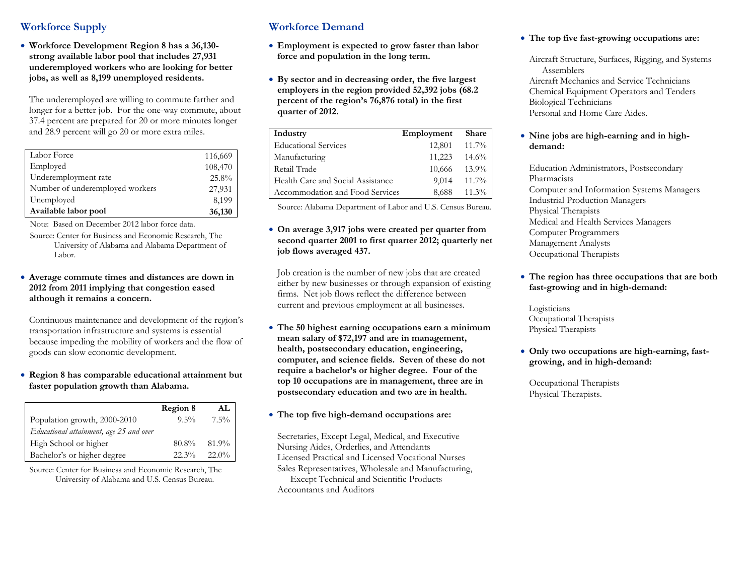## Workforce Supply

- **Workforce Development Region 8 has a 36,130-strong available labor pool that includes 27,931 underemployed workers who are looking for better jobs, as well as 8,199 unemployed residents.**

The underemployed are willing to commute farther and longer for a better job. For the one-way commute, about 37.4 percent are prepared for 20 or more minutes longer and 28.9 percent will go 20 or more extra miles.

| | |
|---|---|
| Labor Force | 116,669 |
| Employed | 108,470 |
| Underemployment rate | 25.8% |
| Number of underemployed workers | 27,931 |
| Unemployed | 8,199 |
| **Available labor pool** | **36,130** |

Note: Based on December 2012 labor force data.

Source: Center for Business and Economic Research, The University of Alabama and Alabama Department of Labor.

- **Average commute times and distances are down in 2012 from 2011 implying that congestion eased although it remains a concern.**

Continuous maintenance and development of the region's transportation infrastructure and systems is essential because impeding the mobility of workers and the flow of goods can slow economic development.

- **Region 8 has comparable educational attainment but faster population growth than Alabama.**

| | Region 8 | AL |
|---|---|---|
| Population growth, 2000-2010 | 9.5% | 7.5% |
| *Educational attainment, age 25 and over* | | |
| High School or higher | 80.8% | 81.9% |
| Bachelor's or higher degree | 22.3% | 22.0% |

Source: Center for Business and Economic Research, The University of Alabama and U.S. Census Bureau.

## Workforce Demand

- **Employment is expected to grow faster than labor force and population in the long term.**

- **By sector and in decreasing order, the five largest employers in the region provided 52,392 jobs (68.2 percent of the region's 76,876 total) in the first quarter of 2012.**

| Industry | Employment | Share |
|---|---|---|
| Educational Services | 12,801 | 11.7% |
| Manufacturing | 11,223 | 14.6% |
| Retail Trade | 10,666 | 13.9% |
| Health Care and Social Assistance | 9,014 | 11.7% |
| Accommodation and Food Services | 8,688 | 11.3% |

Source: Alabama Department of Labor and U.S. Census Bureau.

- **On average 3,917 jobs were created per quarter from second quarter 2001 to first quarter 2012; quarterly net job flows averaged 437.**

Job creation is the number of new jobs that are created either by new businesses or through expansion of existing firms. Net job flows reflect the difference between current and previous employment at all businesses.

- **The 50 highest earning occupations earn a minimum mean salary of $72,197 and are in management, health, postsecondary education, engineering, computer, and science fields. Seven of these do not require a bachelor's or higher degree. Four of the top 10 occupations are in management, three are in postsecondary education and two are in health.**

- **The top five high-demand occupations are:**

Secretaries, Except Legal, Medical, and Executive
Nursing Aides, Orderlies, and Attendants
Licensed Practical and Licensed Vocational Nurses
Sales Representatives, Wholesale and Manufacturing, Except Technical and Scientific Products
Accountants and Auditors

- **The top five fast-growing occupations are:**

Aircraft Structure, Surfaces, Rigging, and Systems Assemblers
Aircraft Mechanics and Service Technicians
Chemical Equipment Operators and Tenders
Biological Technicians
Personal and Home Care Aides.

- **Nine jobs are high-earning and in high-demand:**

Education Administrators, Postsecondary
Pharmacists
Computer and Information Systems Managers
Industrial Production Managers
Physical Therapists
Medical and Health Services Managers
Computer Programmers
Management Analysts
Occupational Therapists

- **The region has three occupations that are both fast-growing and in high-demand:**

Logisticians
Occupational Therapists
Physical Therapists

- **Only two occupations are high-earning, fast-growing, and in high-demand:**

Occupational Therapists
Physical Therapists.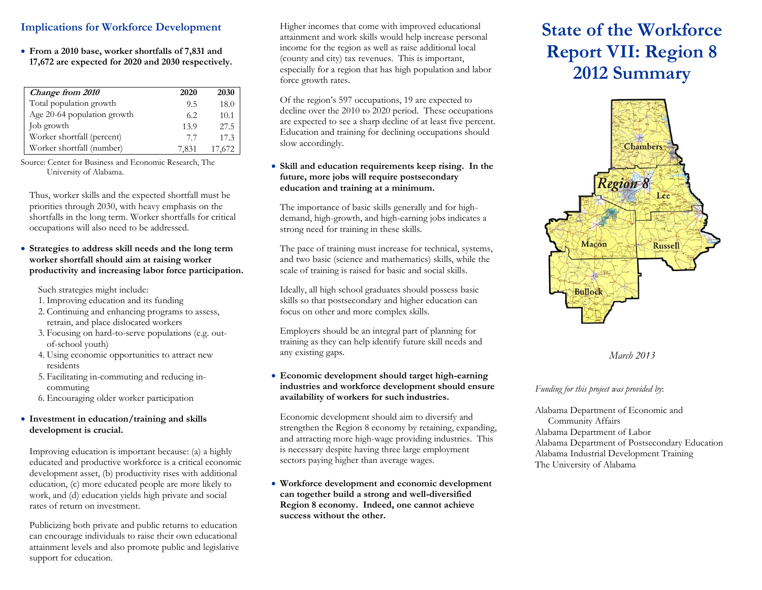## Implications for Workforce Development

- **From a 2010 base, worker shortfalls of 7,831 and 17,672 are expected for 2020 and 2030 respectively.**

| ***Change from 2010*** | **2020** | **2030** |
|---|---|---|
| Total population growth | 9.5 | 18.0 |
| Age 20-64 population growth | 6.2 | 10.1 |
| Job growth | 13.9 | 27.5 |
| Worker shortfall (percent) | 7.7 | 17.3 |
| Worker shortfall (number) | 7,831 | 17,672 |

Source: Center for Business and Economic Research, The University of Alabama.

Thus, worker skills and the expected shortfall must be priorities through 2030, with heavy emphasis on the shortfalls in the long term. Worker shortfalls for critical occupations will also need to be addressed.

- **Strategies to address skill needs and the long term worker shortfall should aim at raising worker productivity and increasing labor force participation.**

Such strategies might include:

1. Improving education and its funding
2. Continuing and enhancing programs to assess, retrain, and place dislocated workers
3. Focusing on hard-to-serve populations (e.g. out-of-school youth)
4. Using economic opportunities to attract new residents
5. Facilitating in-commuting and reducing in-commuting
6. Encouraging older worker participation

- **Investment in education/training and skills development is crucial.**

Improving education is important because: (a) a highly educated and productive workforce is a critical economic development asset, (b) productivity rises with additional education, (c) more educated people are more likely to work, and (d) education yields high private and social rates of return on investment.

Publicizing both private and public returns to education can encourage individuals to raise their own educational attainment levels and also promote public and legislative support for education.

Higher incomes that come with improved educational attainment and work skills would help increase personal income for the region as well as raise additional local (county and city) tax revenues. This is important, especially for a region that has high population and labor force growth rates.

Of the region's 597 occupations, 19 are expected to decline over the 2010 to 2020 period. These occupations are expected to see a sharp decline of at least five percent. Education and training for declining occupations should slow accordingly.

- **Skill and education requirements keep rising. In the future, more jobs will require postsecondary education and training at a minimum.**

The importance of basic skills generally and for high-demand, high-growth, and high-earning jobs indicates a strong need for training in these skills.

The pace of training must increase for technical, systems, and two basic (science and mathematics) skills, while the scale of training is raised for basic and social skills.

Ideally, all high school graduates should possess basic skills so that postsecondary and higher education can focus on other and more complex skills.

Employers should be an integral part of planning for training as they can help identify future skill needs and any existing gaps.

- **Economic development should target high-earning industries and workforce development should ensure availability of workers for such industries.**

Economic development should aim to diversify and strengthen the Region 8 economy by retaining, expanding, and attracting more high-wage providing industries. This is necessary despite having three large employment sectors paying higher than average wages.

- **Workforce development and economic development can together build a strong and well-diversified Region 8 economy. Indeed, one cannot achieve success without the other.**

# State of the Workforce Report VII: Region 8 2012 Summary

Chambers
Region 8
Lee
Macon
Russell
Bullock

*March 2013*

*Funding for this project was provided by*:

Alabama Department of Economic and Community Affairs
Alabama Department of Labor
Alabama Department of Postsecondary Education
Alabama Industrial Development Training
The University of Alabama